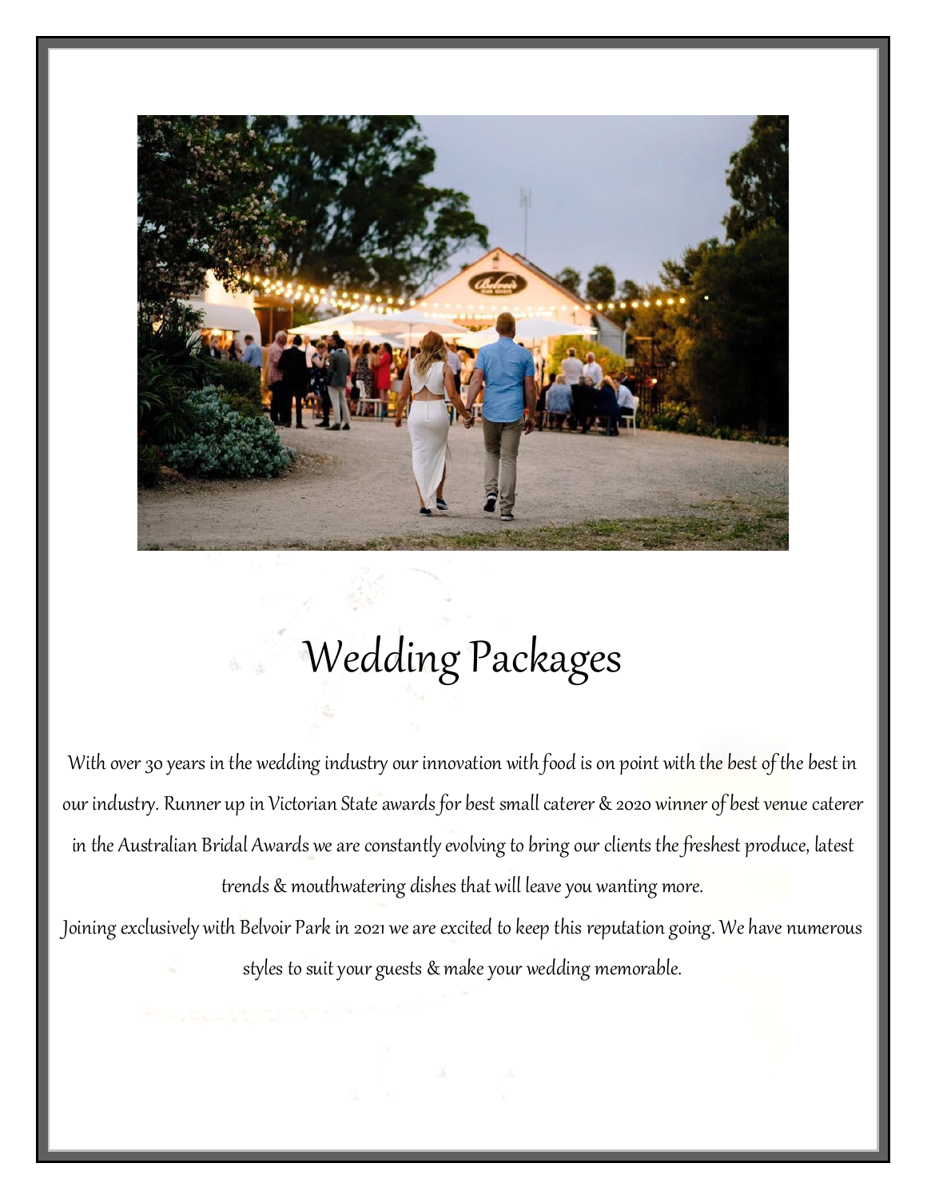# Wedding Packages

With over 30 years in the wedding industry our innovation with food is on point with the best of the best in our industry. Runner up in Victorian State awards for best small caterer & 2020 winner of best venue caterer in the Australian Bridal Awards we are constantly evolving to bring our clients the freshest produce, latest trends & mouthwatering dishes that will leave you wanting more.

Joining exclusively with Belvoir Park in 2021 we are excited to keep this reputation going. We have numerous styles to suit your guests & make your wedding memorable.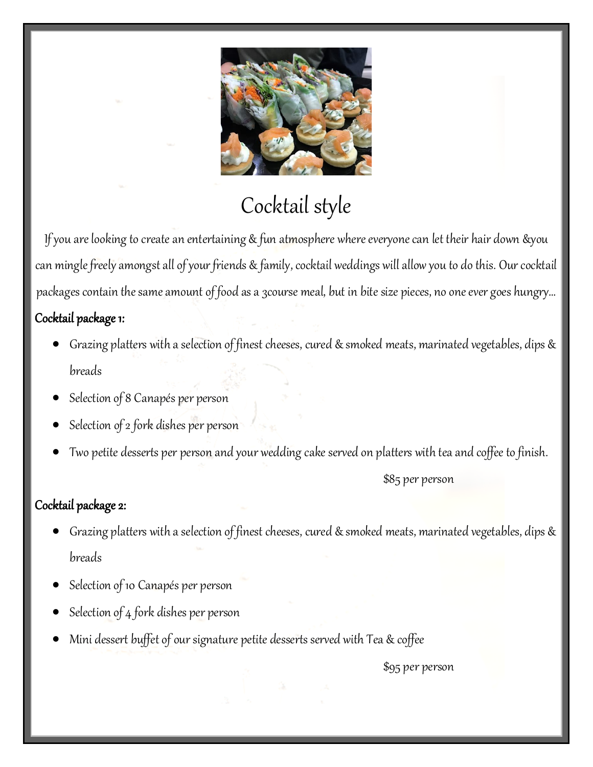# Cocktail style

If you are looking to create an entertaining & fun atmosphere where everyone can let their hair down &you can mingle freely amongst all of your friends & family, cocktail weddings will allow you to do this. Our cocktail packages contain the same amount of food as a 3course meal, but in bite size pieces, no one ever goes hungry…

**Cocktail package 1:**

- Grazing platters with a selection of finest cheeses, cured & smoked meats, marinated vegetables, dips & breads
- Selection of 8 Canapés per person
- Selection of 2 fork dishes per person
- Two petite desserts per person and your wedding cake served on platters with tea and coffee to finish.

$85 per person

**Cocktail package 2:**

- Grazing platters with a selection of finest cheeses, cured & smoked meats, marinated vegetables, dips & breads
- Selection of 10 Canapés per person
- Selection of 4 fork dishes per person
- Mini dessert buffet of our signature petite desserts served with Tea & coffee

$95 per person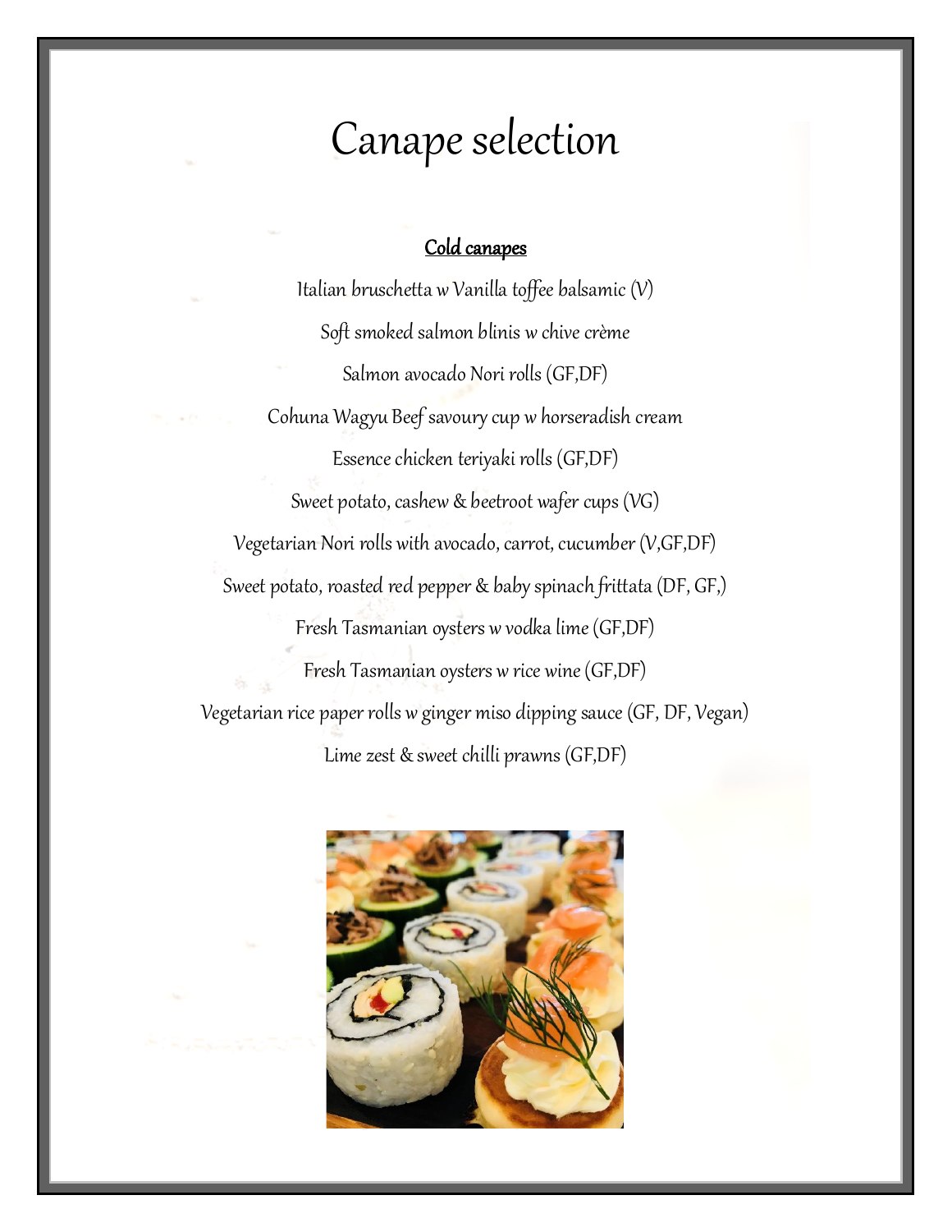# Canape selection

## Cold canapes

Italian bruschetta w Vanilla toffee balsamic (V)

Soft smoked salmon blinis w chive crème

Salmon avocado Nori rolls (GF,DF)

Cohuna Wagyu Beef savoury cup w horseradish cream

Essence chicken teriyaki rolls (GF,DF)

Sweet potato, cashew & beetroot wafer cups (VG)

Vegetarian Nori rolls with avocado, carrot, cucumber (V,GF,DF)

Sweet potato, roasted red pepper & baby spinach frittata (DF, GF,)

Fresh Tasmanian oysters w vodka lime (GF,DF)

Fresh Tasmanian oysters w rice wine (GF,DF)

Vegetarian rice paper rolls w ginger miso dipping sauce (GF, DF, Vegan)

Lime zest & sweet chilli prawns (GF,DF)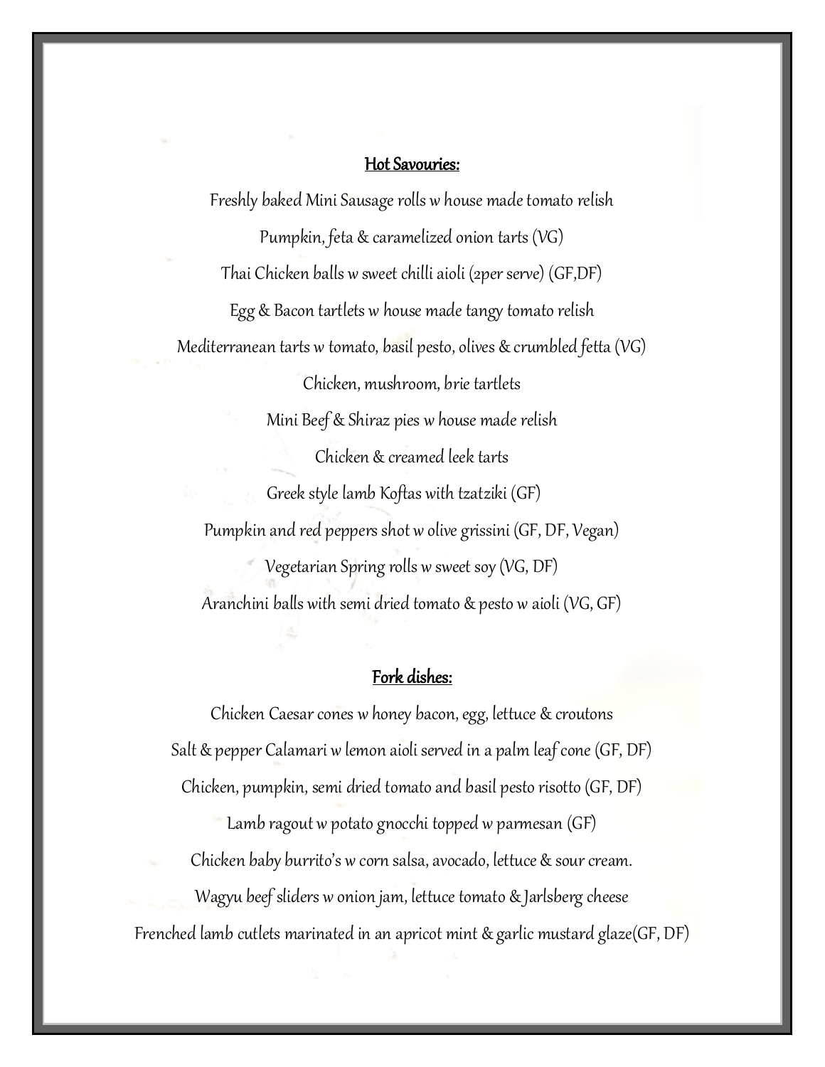## Hot Savouries:

Freshly baked Mini Sausage rolls w house made tomato relish

Pumpkin, feta & caramelized onion tarts (VG)

Thai Chicken balls w sweet chilli aioli (2per serve) (GF,DF)

Egg & Bacon tartlets w house made tangy tomato relish

Mediterranean tarts w tomato, basil pesto, olives & crumbled fetta (VG)

Chicken, mushroom, brie tartlets

Mini Beef & Shiraz pies w house made relish

Chicken & creamed leek tarts

Greek style lamb Koftas with tzatziki (GF)

Pumpkin and red peppers shot w olive grissini (GF, DF, Vegan)

Vegetarian Spring rolls w sweet soy (VG, DF)

Aranchini balls with semi dried tomato & pesto w aioli (VG, GF)

## Fork dishes:

Chicken Caesar cones w honey bacon, egg, lettuce & croutons

Salt & pepper Calamari w lemon aioli served in a palm leaf cone (GF, DF)

Chicken, pumpkin, semi dried tomato and basil pesto risotto (GF, DF)

Lamb ragout w potato gnocchi topped w parmesan (GF)

Chicken baby burrito's w corn salsa, avocado, lettuce & sour cream.

Wagyu beef sliders w onion jam, lettuce tomato & Jarlsberg cheese

Frenched lamb cutlets marinated in an apricot mint & garlic mustard glaze(GF, DF)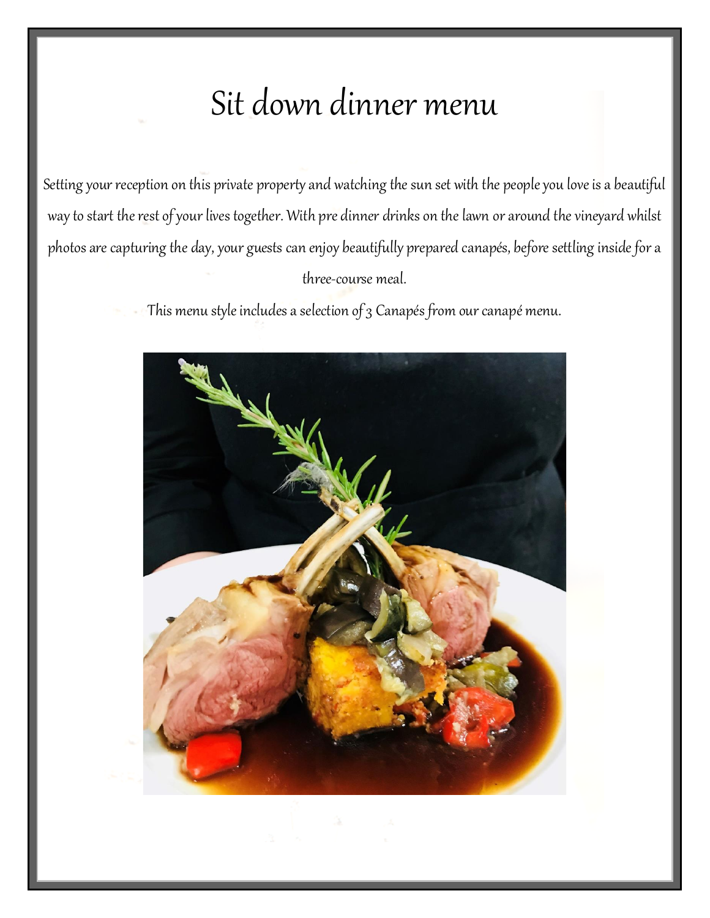# Sit down dinner menu

Setting your reception on this private property and watching the sun set with the people you love is a beautiful way to start the rest of your lives together. With pre dinner drinks on the lawn or around the vineyard whilst photos are capturing the day, your guests can enjoy beautifully prepared canapés, before settling inside for a three-course meal.

This menu style includes a selection of 3 Canapés from our canapé menu.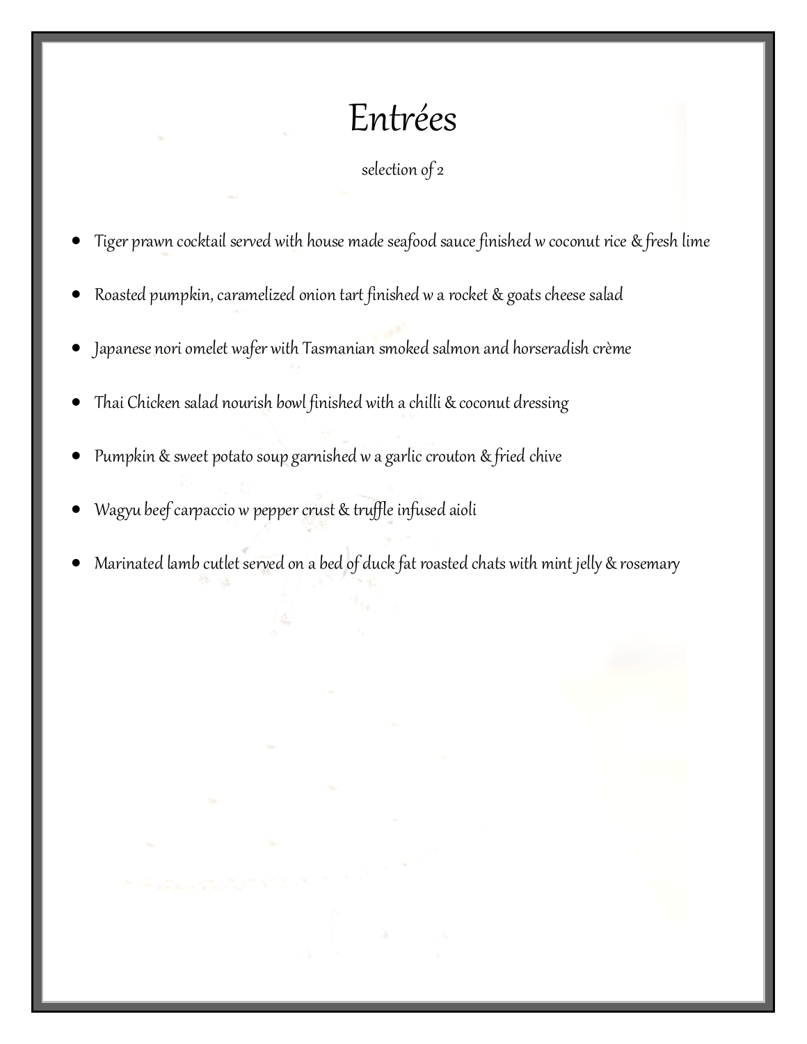# Entrées

selection of 2

- Tiger prawn cocktail served with house made seafood sauce finished w coconut rice & fresh lime
- Roasted pumpkin, caramelized onion tart finished w a rocket & goats cheese salad
- Japanese nori omelet wafer with Tasmanian smoked salmon and horseradish crème
- Thai Chicken salad nourish bowl finished with a chilli & coconut dressing
- Pumpkin & sweet potato soup garnished w a garlic crouton & fried chive
- Wagyu beef carpaccio w pepper crust & truffle infused aioli
- Marinated lamb cutlet served on a bed of duck fat roasted chats with mint jelly & rosemary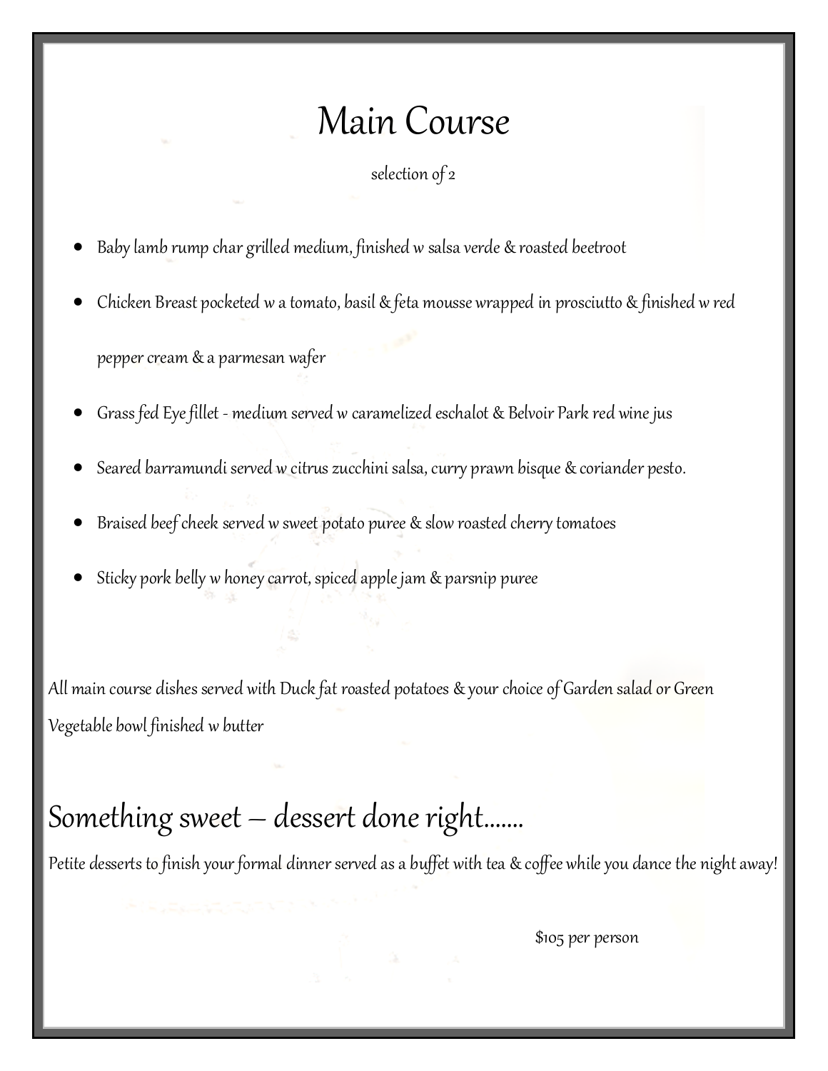# Main Course

selection of 2

- Baby lamb rump char grilled medium, finished w salsa verde & roasted beetroot
- Chicken Breast pocketed w a tomato, basil & feta mousse wrapped in prosciutto & finished w red pepper cream & a parmesan wafer
- Grass fed Eye fillet - medium served w caramelized eschalot & Belvoir Park red wine jus
- Seared barramundi served w citrus zucchini salsa, curry prawn bisque & coriander pesto.
- Braised beef cheek served w sweet potato puree & slow roasted cherry tomatoes
- Sticky pork belly w honey carrot, spiced apple jam & parsnip puree

All main course dishes served with Duck fat roasted potatoes & your choice of Garden salad or Green Vegetable bowl finished w butter

## Something sweet – dessert done right.......

Petite desserts to finish your formal dinner served as a buffet with tea & coffee while you dance the night away!

$105 per person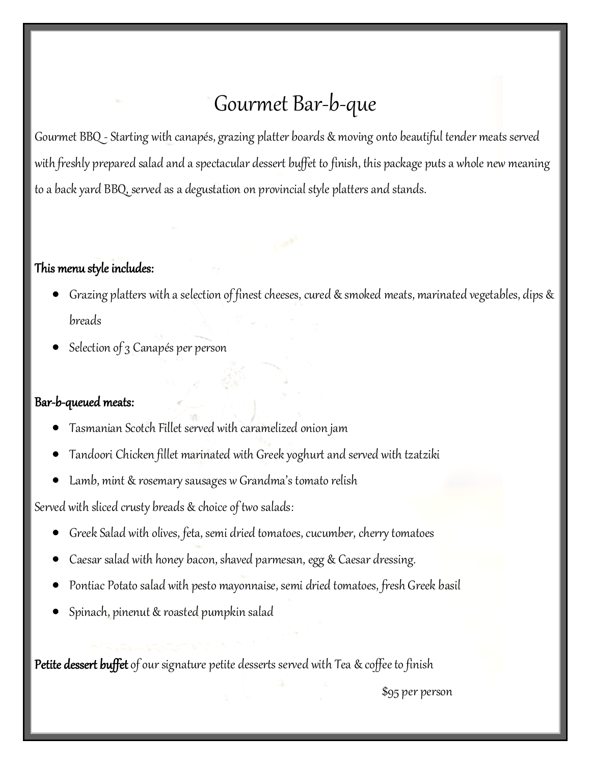# Gourmet Bar-b-que

Gourmet BBQ - Starting with canapés, grazing platter boards & moving onto beautiful tender meats served with freshly prepared salad and a spectacular dessert buffet to finish, this package puts a whole new meaning to a back yard BBQ, served as a degustation on provincial style platters and stands.

**This menu style includes:**

- Grazing platters with a selection of finest cheeses, cured & smoked meats, marinated vegetables, dips & breads
- Selection of 3 Canapés per person

**Bar-b-queued meats:**

- Tasmanian Scotch Fillet served with caramelized onion jam
- Tandoori Chicken fillet marinated with Greek yoghurt and served with tzatziki
- Lamb, mint & rosemary sausages w Grandma's tomato relish

Served with sliced crusty breads & choice of two salads:

- Greek Salad with olives, feta, semi dried tomatoes, cucumber, cherry tomatoes
- Caesar salad with honey bacon, shaved parmesan, egg & Caesar dressing.
- Pontiac Potato salad with pesto mayonnaise, semi dried tomatoes, fresh Greek basil
- Spinach, pinenut & roasted pumpkin salad

**Petite dessert buffet** of our signature petite desserts served with Tea & coffee to finish

$95 per person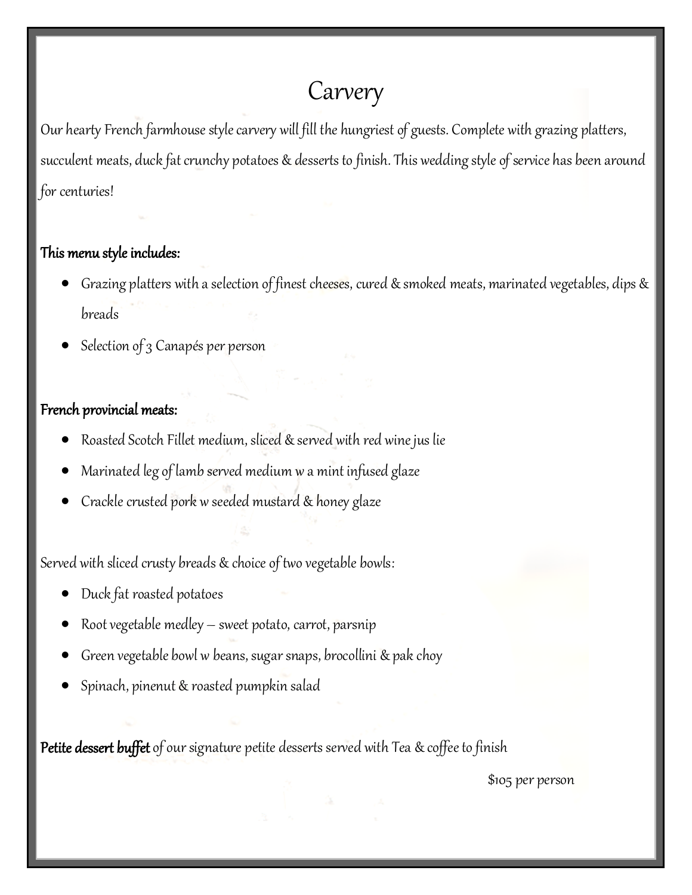# Carvery

Our hearty French farmhouse style carvery will fill the hungriest of guests. Complete with grazing platters, succulent meats, duck fat crunchy potatoes & desserts to finish. This wedding style of service has been around for centuries!

**This menu style includes:**

- Grazing platters with a selection of finest cheeses, cured & smoked meats, marinated vegetables, dips & breads
- Selection of 3 Canapés per person

**French provincial meats:**

- Roasted Scotch Fillet medium, sliced & served with red wine jus lie
- Marinated leg of lamb served medium w a mint infused glaze
- Crackle crusted pork w seeded mustard & honey glaze

Served with sliced crusty breads & choice of two vegetable bowls:

- Duck fat roasted potatoes
- Root vegetable medley – sweet potato, carrot, parsnip
- Green vegetable bowl w beans, sugar snaps, brocollini & pak choy
- Spinach, pinenut & roasted pumpkin salad

**Petite dessert buffet** of our signature petite desserts served with Tea & coffee to finish

$105 per person